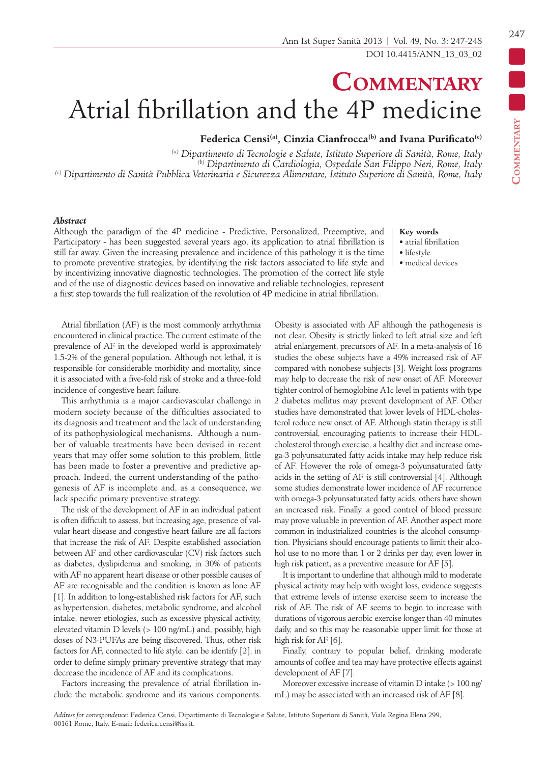# Commentary

# Atrial fibrillation and the 4P medicine

**Federica Censi[(a)], Cinzia Cianfrocca[(b)] and Ivana Purificato[(c)]**

*[(a)] Dipartimento di Tecnologie e Salute, Istituto Superiore di Sanità, Rome, Italy*
*[(b)] Dipartimento di Cardiologia, Ospedale San Filippo Neri, Rome, Italy*
*[(c)] Dipartimento di Sanità Pubblica Veterinaria e Sicurezza Alimentare, Istituto Superiore di Sanità, Rome, Italy*

### *Abstract*

Although the paradigm of the 4P medicine - Predictive, Personalized, Preemptive, and Participatory - has been suggested several years ago, its application to atrial fibrillation is still far away. Given the increasing prevalence and incidence of this pathology it is the time to promote preventive strategies, by identifying the risk factors associated to life style and by incentivizing innovative diagnostic technologies. The promotion of the correct life style and of the use of diagnostic devices based on innovative and reliable technologies, represent a first step towards the full realization of the revolution of 4P medicine in atrial fibrillation.

**Key words**
- atrial fibrillation
- lifestyle
- medical devices

Atrial fibrillation (AF) is the most commonly arrhythmia encountered in clinical practice. The current estimate of the prevalence of AF in the developed world is approximately 1.5-2% of the general population. Although not lethal, it is responsible for considerable morbidity and mortality, since it is associated with a five-fold risk of stroke and a three-fold incidence of congestive heart failure.

This arrhythmia is a major cardiovascular challenge in modern society because of the difficulties associated to its diagnosis and treatment and the lack of understanding of its pathophysiological mechanisms. Although a number of valuable treatments have been devised in recent years that may offer some solution to this problem, little has been made to foster a preventive and predictive approach. Indeed, the current understanding of the pathogenesis of AF is incomplete and, as a consequence, we lack specific primary preventive strategy.

The risk of the development of AF in an individual patient is often difficult to assess, but increasing age, presence of valvular heart disease and congestive heart failure are all factors that increase the risk of AF. Despite established association between AF and other cardiovascular (CV) risk factors such as diabetes, dyslipidemia and smoking, in 30% of patients with AF no apparent heart disease or other possible causes of AF are recognisable and the condition is known as lone AF [1]. In addition to long-established risk factors for AF, such as hypertension, diabetes, metabolic syndrome, and alcohol intake, newer etiologies, such as excessive physical activity, elevated vitamin D levels (> 100 ng/mL) and, possibly, high doses of N3-PUFAs are being discovered. Thus, other risk factors for AF, connected to life style, can be identify [2], in order to define simply primary preventive strategy that may decrease the incidence of AF and its complications.

Factors increasing the prevalence of atrial fibrillation include the metabolic syndrome and its various components. Obesity is associated with AF although the pathogenesis is not clear. Obesity is strictly linked to left atrial size and left atrial enlargement, precursors of AF. In a meta-analysis of 16 studies the obese subjects have a 49% increased risk of AF compared with nonobese subjects [3]. Weight loss programs may help to decrease the risk of new onset of AF. Moreover tighter control of hemoglobine A1c level in patients with type 2 diabetes mellitus may prevent development of AF. Other studies have demonstrated that lower levels of HDL-cholesterol reduce new onset of AF. Although statin therapy is still controversial, encouraging patients to increase their HDL-cholesterol through exercise, a healthy diet and increase omega-3 polyunsaturated fatty acids intake may help reduce risk of AF. However the role of omega-3 polyunsaturated fatty acids in the setting of AF is still controversial [4]. Although some studies demonstrate lower incidence of AF recurrence with omega-3 polyunsaturated fatty acids, others have shown an increased risk. Finally, a good control of blood pressure may prove valuable in prevention of AF. Another aspect more common in industrialized countries is the alcohol consumption. Physicians should encourage patients to limit their alcohol use to no more than 1 or 2 drinks per day, even lower in high risk patient, as a preventive measure for AF [5].

It is important to underline that although mild to moderate physical activity may help with weight loss, evidence suggests that extreme levels of intense exercise seem to increase the risk of AF. The risk of AF seems to begin to increase with durations of vigorous aerobic exercise longer than 40 minutes daily, and so this may be reasonable upper limit for those at high risk for AF [6].

Finally, contrary to popular belief, drinking moderate amounts of coffee and tea may have protective effects against development of AF [7].

Moreover excessive increase of vitamin D intake (> 100 ng/mL) may be associated with an increased risk of AF [8].

*Address for correspondence*: Federica Censi, Dipartimento di Tecnologie e Salute, Istituto Superiore di Sanità, Viale Regina Elena 299, 00161 Rome, Italy. E-mail: federica.censi@iss.it.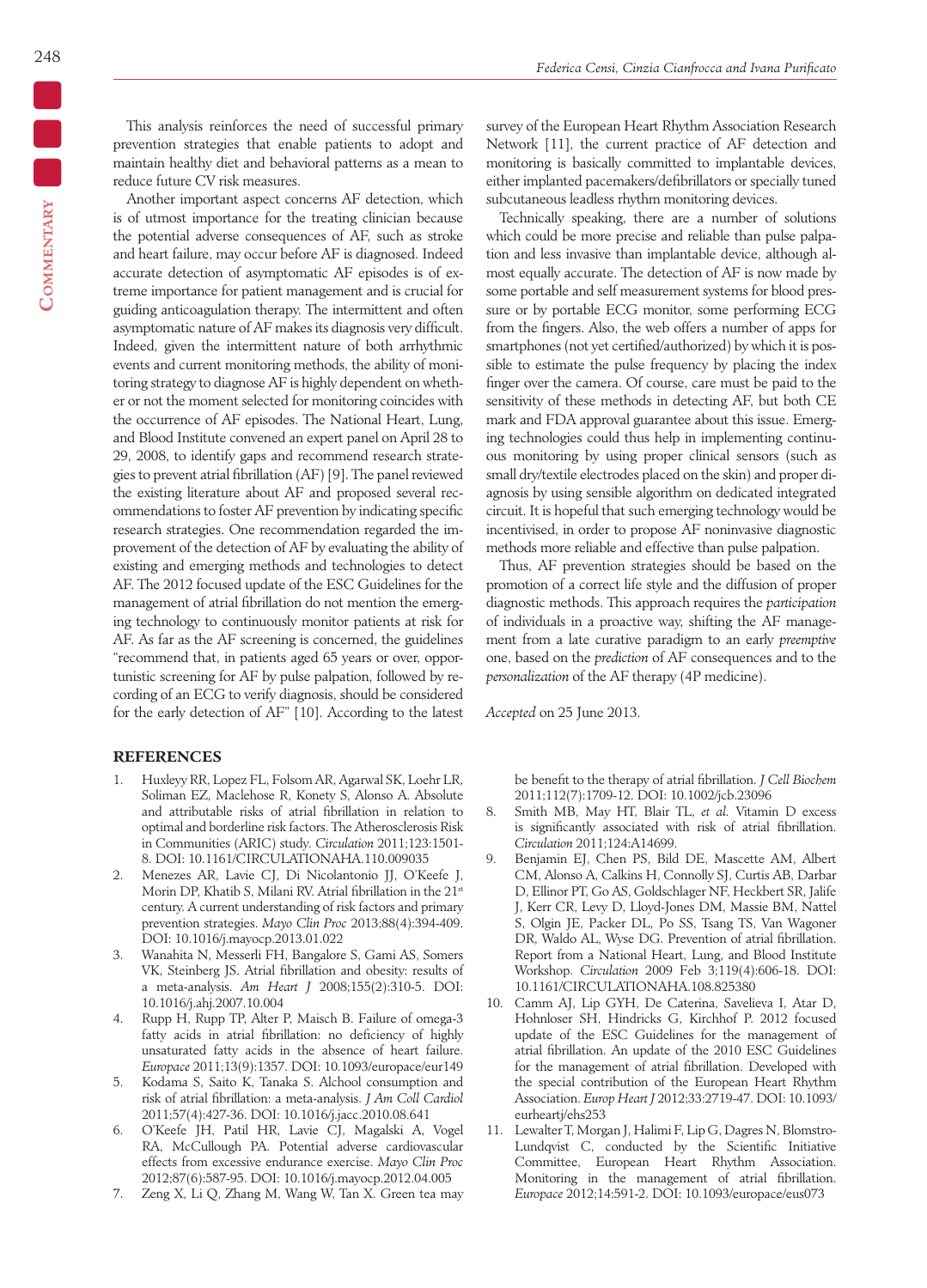This analysis reinforces the need of successful primary prevention strategies that enable patients to adopt and maintain healthy diet and behavioral patterns as a mean to reduce future CV risk measures.

Another important aspect concerns AF detection, which is of utmost importance for the treating clinician because the potential adverse consequences of AF, such as stroke and heart failure, may occur before AF is diagnosed. Indeed accurate detection of asymptomatic AF episodes is of extreme importance for patient management and is crucial for guiding anticoagulation therapy. The intermittent and often asymptomatic nature of AF makes its diagnosis very difficult. Indeed, given the intermittent nature of both arrhythmic events and current monitoring methods, the ability of monitoring strategy to diagnose AF is highly dependent on whether or not the moment selected for monitoring coincides with the occurrence of AF episodes. The National Heart, Lung, and Blood Institute convened an expert panel on April 28 to 29, 2008, to identify gaps and recommend research strategies to prevent atrial fibrillation (AF) [9]. The panel reviewed the existing literature about AF and proposed several recommendations to foster AF prevention by indicating specific research strategies. One recommendation regarded the improvement of the detection of AF by evaluating the ability of existing and emerging methods and technologies to detect AF. The 2012 focused update of the ESC Guidelines for the management of atrial fibrillation do not mention the emerging technology to continuously monitor patients at risk for AF. As far as the AF screening is concerned, the guidelines "recommend that, in patients aged 65 years or over, opportunistic screening for AF by pulse palpation, followed by recording of an ECG to verify diagnosis, should be considered for the early detection of AF" [10]. According to the latest survey of the European Heart Rhythm Association Research Network [11], the current practice of AF detection and monitoring is basically committed to implantable devices, either implanted pacemakers/defibrillators or specially tuned subcutaneous leadless rhythm monitoring devices.

Technically speaking, there are a number of solutions which could be more precise and reliable than pulse palpation and less invasive than implantable device, although almost equally accurate. The detection of AF is now made by some portable and self measurement systems for blood pressure or by portable ECG monitor, some performing ECG from the fingers. Also, the web offers a number of apps for smartphones (not yet certified/authorized) by which it is possible to estimate the pulse frequency by placing the index finger over the camera. Of course, care must be paid to the sensitivity of these methods in detecting AF, but both CE mark and FDA approval guarantee about this issue. Emerging technologies could thus help in implementing continuous monitoring by using proper clinical sensors (such as small dry/textile electrodes placed on the skin) and proper diagnosis by using sensible algorithm on dedicated integrated circuit. It is hopeful that such emerging technology would be incentivised, in order to propose AF noninvasive diagnostic methods more reliable and effective than pulse palpation.

Thus, AF prevention strategies should be based on the promotion of a correct life style and the diffusion of proper diagnostic methods. This approach requires the *participation* of individuals in a proactive way, shifting the AF management from a late curative paradigm to an early *preemptive* one, based on the *prediction* of AF consequences and to the *personalization* of the AF therapy (4P medicine).

*Accepted* on 25 June 2013.

## REFERENCES

1. Huxleyy RR, Lopez FL, Folsom AR, Agarwal SK, Loehr LR, Soliman EZ, Maclehose R, Konety S, Alonso A. Absolute and attributable risks of atrial fibrillation in relation to optimal and borderline risk factors. The Atherosclerosis Risk in Communities (ARIC) study. *Circulation* 2011;123:1501-8. DOI: 10.1161/CIRCULATIONAHA.110.009035
2. Menezes AR, Lavie CJ, Di Nicolantonio JJ, O'Keefe J, Morin DP, Khatib S, Milani RV. Atrial fibrillation in the 21st century. A current understanding of risk factors and primary prevention strategies. *Mayo Clin Proc* 2013;88(4):394-409. DOI: 10.1016/j.mayocp.2013.01.022
3. Wanahita N, Messerli FH, Bangalore S, Gami AS, Somers VK, Steinberg JS. Atrial fibrillation and obesity: results of a meta-analysis. *Am Heart J* 2008;155(2):310-5. DOI: 10.1016/j.ahj.2007.10.004
4. Rupp H, Rupp TP, Alter P, Maisch B. Failure of omega-3 fatty acids in atrial fibrillation: no deficiency of highly unsaturated fatty acids in the absence of heart failure. *Europace* 2011;13(9):1357. DOI: 10.1093/europace/eur149
5. Kodama S, Saito K, Tanaka S. Alchool consumption and risk of atrial fibrillation: a meta-analysis. *J Am Coll Cardiol* 2011;57(4):427-36. DOI: 10.1016/j.jacc.2010.08.641
6. O'Keefe JH, Patil HR, Lavie CJ, Magalski A, Vogel RA, McCullough PA. Potential adverse cardiovascular effects from excessive endurance exercise. *Mayo Clin Proc* 2012;87(6):587-95. DOI: 10.1016/j.mayocp.2012.04.005
7. Zeng X, Li Q, Zhang M, Wang W, Tan X. Green tea may be benefit to the therapy of atrial fibrillation. *J Cell Biochem* 2011;112(7):1709-12. DOI: 10.1002/jcb.23096
8. Smith MB, May HT, Blair TL, *et al.* Vitamin D excess is significantly associated with risk of atrial fibrillation. *Circulation* 2011;124:A14699.
9. Benjamin EJ, Chen PS, Bild DE, Mascette AM, Albert CM, Alonso A, Calkins H, Connolly SJ, Curtis AB, Darbar D, Ellinor PT, Go AS, Goldschlager NF, Heckbert SR, Jalife J, Kerr CR, Levy D, Lloyd-Jones DM, Massie BM, Nattel S, Olgin JE, Packer DL, Po SS, Tsang TS, Van Wagoner DR, Waldo AL, Wyse DG. Prevention of atrial fibrillation. Report from a National Heart, Lung, and Blood Institute Workshop. *Circulation* 2009 Feb 3;119(4):606-18. DOI: 10.1161/CIRCULATIONAHA.108.825380
10. Camm AJ, Lip GYH, De Caterina, Savelieva I, Atar D, Hohnloser SH, Hindricks G, Kirchhof P. 2012 focused update of the ESC Guidelines for the management of atrial fibrillation. An update of the 2010 ESC Guidelines for the management of atrial fibrillation. Developed with the special contribution of the European Heart Rhythm Association. *Europ Heart J* 2012;33:2719-47. DOI: 10.1093/eurheartj/ehs253
11. Lewalter T, Morgan J, Halimi F, Lip G, Dagres N, Blomstro-Lundqvist C, conducted by the Scientific Initiative Committee, European Heart Rhythm Association. Monitoring in the management of atrial fibrillation. *Europace* 2012;14:591-2. DOI: 10.1093/europace/eus073